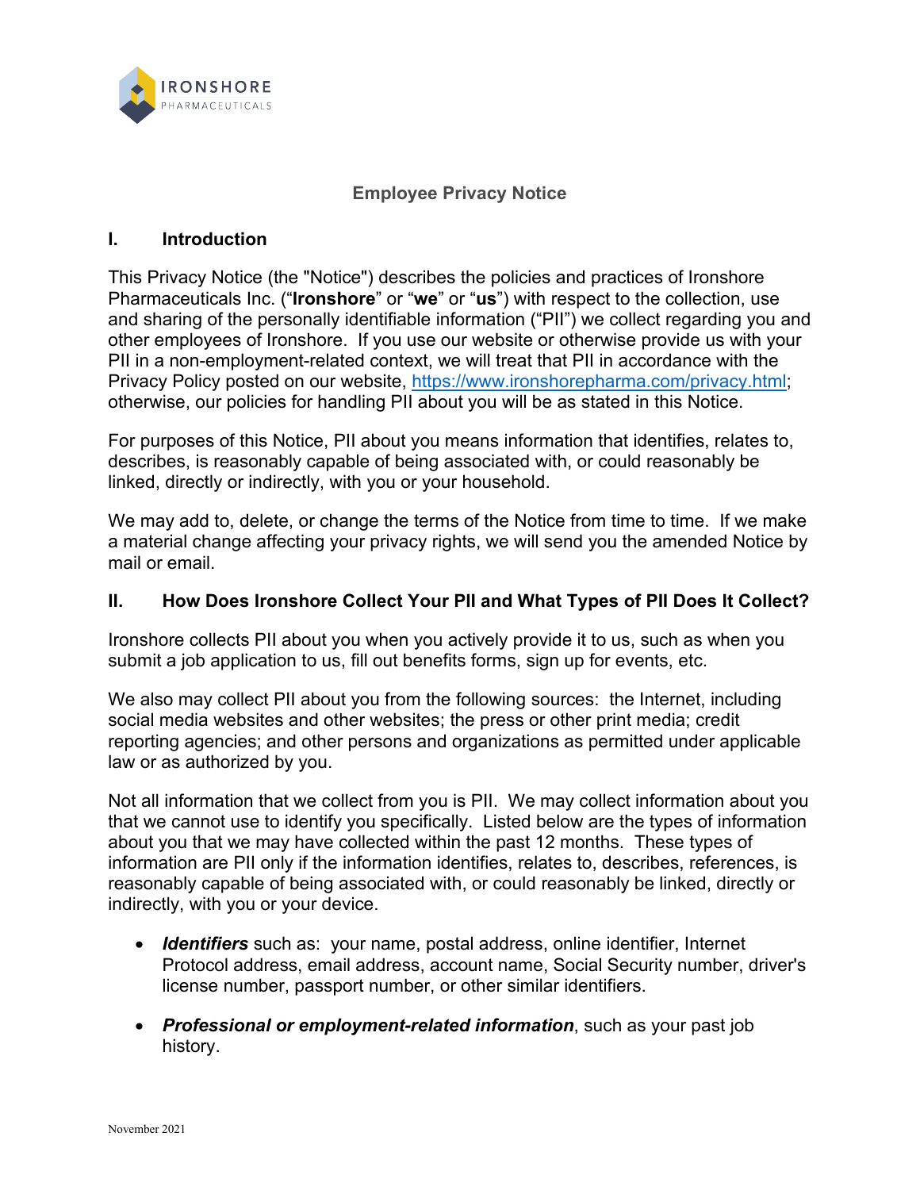# Employee Privacy Notice

## I. Introduction

This Privacy Notice (the "Notice") describes the policies and practices of Ironshore Pharmaceuticals Inc. ("**Ironshore**" or "**we**" or "**us**") with respect to the collection, use and sharing of the personally identifiable information ("PII") we collect regarding you and other employees of Ironshore. If you use our website or otherwise provide us with your PII in a non-employment-related context, we will treat that PII in accordance with the Privacy Policy posted on our website, https://www.ironshorepharma.com/privacy.html; otherwise, our policies for handling PII about you will be as stated in this Notice.

For purposes of this Notice, PII about you means information that identifies, relates to, describes, is reasonably capable of being associated with, or could reasonably be linked, directly or indirectly, with you or your household.

We may add to, delete, or change the terms of the Notice from time to time. If we make a material change affecting your privacy rights, we will send you the amended Notice by mail or email.

## II. How Does Ironshore Collect Your PII and What Types of PII Does It Collect?

Ironshore collects PII about you when you actively provide it to us, such as when you submit a job application to us, fill out benefits forms, sign up for events, etc.

We also may collect PII about you from the following sources: the Internet, including social media websites and other websites; the press or other print media; credit reporting agencies; and other persons and organizations as permitted under applicable law or as authorized by you.

Not all information that we collect from you is PII. We may collect information about you that we cannot use to identify you specifically. Listed below are the types of information about you that we may have collected within the past 12 months. These types of information are PII only if the information identifies, relates to, describes, references, is reasonably capable of being associated with, or could reasonably be linked, directly or indirectly, with you or your device.

- ***Identifiers*** such as: your name, postal address, online identifier, Internet Protocol address, email address, account name, Social Security number, driver's license number, passport number, or other similar identifiers.
- ***Professional or employment-related information***, such as your past job history.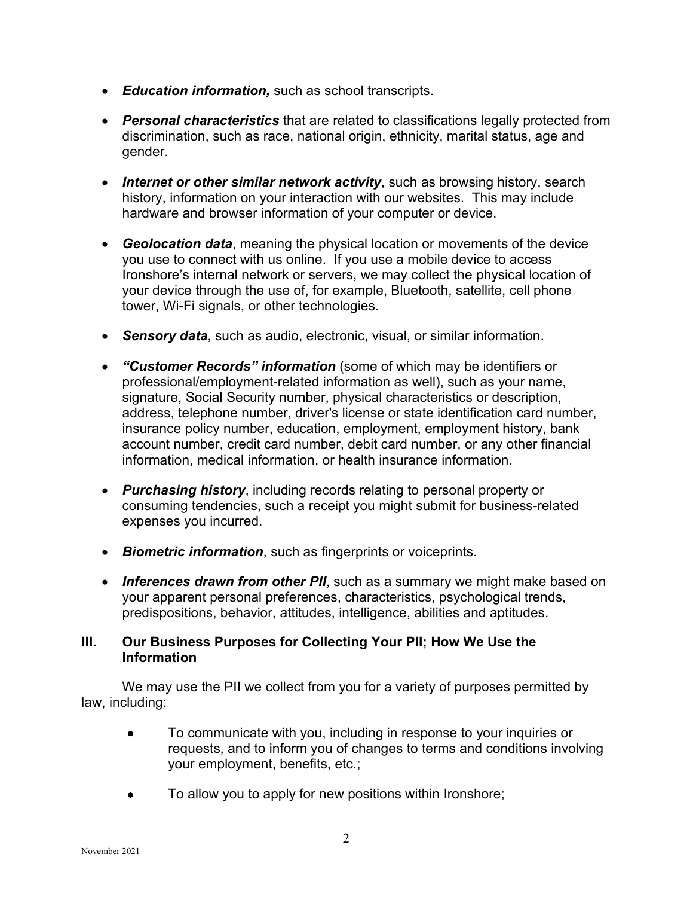- ***Education information,*** such as school transcripts.
- ***Personal characteristics*** that are related to classifications legally protected from discrimination, such as race, national origin, ethnicity, marital status, age and gender.
- ***Internet or other similar network activity***, such as browsing history, search history, information on your interaction with our websites. This may include hardware and browser information of your computer or device.
- ***Geolocation data***, meaning the physical location or movements of the device you use to connect with us online. If you use a mobile device to access Ironshore's internal network or servers, we may collect the physical location of your device through the use of, for example, Bluetooth, satellite, cell phone tower, Wi-Fi signals, or other technologies.
- ***Sensory data***, such as audio, electronic, visual, or similar information.
- ***"Customer Records" information*** (some of which may be identifiers or professional/employment-related information as well), such as your name, signature, Social Security number, physical characteristics or description, address, telephone number, driver's license or state identification card number, insurance policy number, education, employment, employment history, bank account number, credit card number, debit card number, or any other financial information, medical information, or health insurance information.
- ***Purchasing history***, including records relating to personal property or consuming tendencies, such a receipt you might submit for business-related expenses you incurred.
- ***Biometric information***, such as fingerprints or voiceprints.
- ***Inferences drawn from other PII***, such as a summary we might make based on your apparent personal preferences, characteristics, psychological trends, predispositions, behavior, attitudes, intelligence, abilities and aptitudes.

## III. Our Business Purposes for Collecting Your PII; How We Use the Information

We may use the PII we collect from you for a variety of purposes permitted by law, including:

- To communicate with you, including in response to your inquiries or requests, and to inform you of changes to terms and conditions involving your employment, benefits, etc.;
- To allow you to apply for new positions within Ironshore;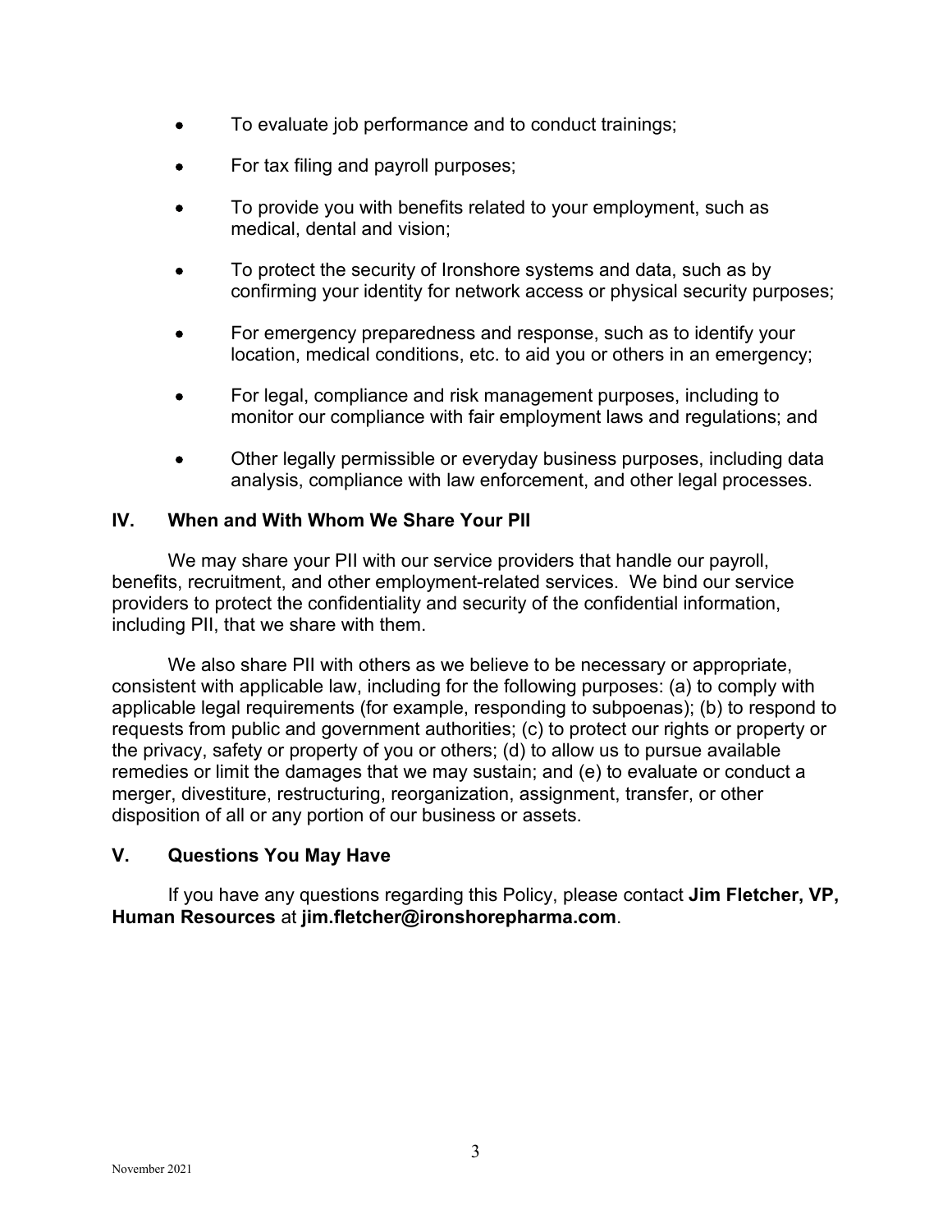- To evaluate job performance and to conduct trainings;
- For tax filing and payroll purposes;
- To provide you with benefits related to your employment, such as medical, dental and vision;
- To protect the security of Ironshore systems and data, such as by confirming your identity for network access or physical security purposes;
- For emergency preparedness and response, such as to identify your location, medical conditions, etc. to aid you or others in an emergency;
- For legal, compliance and risk management purposes, including to monitor our compliance with fair employment laws and regulations; and
- Other legally permissible or everyday business purposes, including data analysis, compliance with law enforcement, and other legal processes.

## IV. When and With Whom We Share Your PII

We may share your PII with our service providers that handle our payroll, benefits, recruitment, and other employment-related services. We bind our service providers to protect the confidentiality and security of the confidential information, including PII, that we share with them.

We also share PII with others as we believe to be necessary or appropriate, consistent with applicable law, including for the following purposes: (a) to comply with applicable legal requirements (for example, responding to subpoenas); (b) to respond to requests from public and government authorities; (c) to protect our rights or property or the privacy, safety or property of you or others; (d) to allow us to pursue available remedies or limit the damages that we may sustain; and (e) to evaluate or conduct a merger, divestiture, restructuring, reorganization, assignment, transfer, or other disposition of all or any portion of our business or assets.

## V. Questions You May Have

If you have any questions regarding this Policy, please contact **Jim Fletcher, VP, Human Resources** at **jim.fletcher@ironshorepharma.com**.